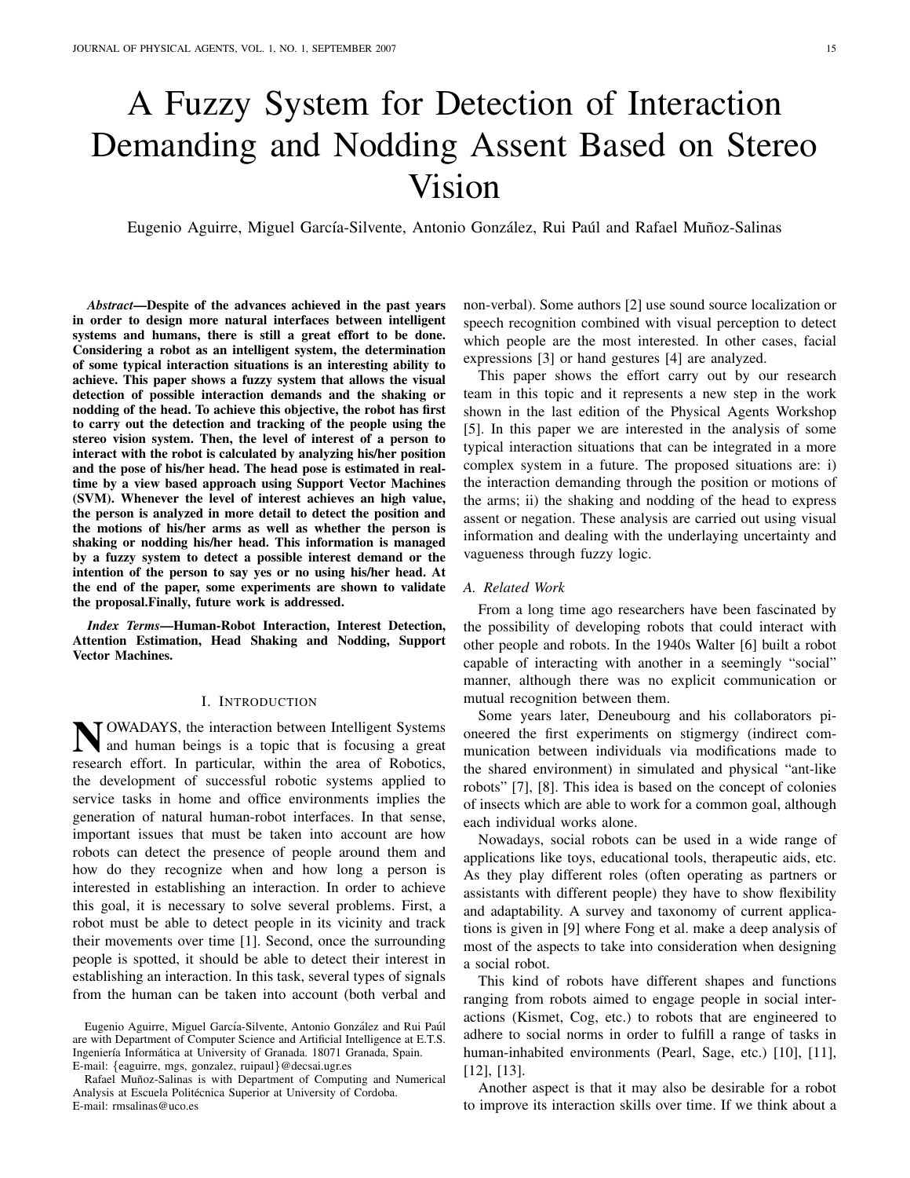# A Fuzzy System for Detection of Interaction Demanding and Nodding Assent Based on Stereo Vision

Eugenio Aguirre, Miguel García-Silvente, Antonio González, Rui Paúl and Rafael Muñoz-Salinas

***Abstract*—Despite of the advances achieved in the past years in order to design more natural interfaces between intelligent systems and humans, there is still a great effort to be done. Considering a robot as an intelligent system, the determination of some typical interaction situations is an interesting ability to achieve. This paper shows a fuzzy system that allows the visual detection of possible interaction demands and the shaking or nodding of the head. To achieve this objective, the robot has first to carry out the detection and tracking of the people using the stereo vision system. Then, the level of interest of a person to interact with the robot is calculated by analyzing his/her position and the pose of his/her head. The head pose is estimated in real-time by a view based approach using Support Vector Machines (SVM). Whenever the level of interest achieves an high value, the person is analyzed in more detail to detect the position and the motions of his/her arms as well as whether the person is shaking or nodding his/her head. This information is managed by a fuzzy system to detect a possible interest demand or the intention of the person to say yes or no using his/her head. At the end of the paper, some experiments are shown to validate the proposal.Finally, future work is addressed.**

***Index Terms*—Human-Robot Interaction, Interest Detection, Attention Estimation, Head Shaking and Nodding, Support Vector Machines.**

## I. Introduction

NOWADAYS, the interaction between Intelligent Systems and human beings is a topic that is focusing a great research effort. In particular, within the area of Robotics, the development of successful robotic systems applied to service tasks in home and office environments implies the generation of natural human-robot interfaces. In that sense, important issues that must be taken into account are how robots can detect the presence of people around them and how do they recognize when and how long a person is interested in establishing an interaction. In order to achieve this goal, it is necessary to solve several problems. First, a robot must be able to detect people in its vicinity and track their movements over time [1]. Second, once the surrounding people is spotted, it should be able to detect their interest in establishing an interaction. In this task, several types of signals from the human can be taken into account (both verbal and non-verbal). Some authors [2] use sound source localization or speech recognition combined with visual perception to detect which people are the most interested. In other cases, facial expressions [3] or hand gestures [4] are analyzed.

This paper shows the effort carry out by our research team in this topic and it represents a new step in the work shown in the last edition of the Physical Agents Workshop [5]. In this paper we are interested in the analysis of some typical interaction situations that can be integrated in a more complex system in a future. The proposed situations are: i) the interaction demanding through the position or motions of the arms; ii) the shaking and nodding of the head to express assent or negation. These analysis are carried out using visual information and dealing with the underlaying uncertainty and vagueness through fuzzy logic.

### A. Related Work

From a long time ago researchers have been fascinated by the possibility of developing robots that could interact with other people and robots. In the 1940s Walter [6] built a robot capable of interacting with another in a seemingly "social" manner, although there was no explicit communication or mutual recognition between them.

Some years later, Deneubourg and his collaborators pioneered the first experiments on stigmergy (indirect communication between individuals via modifications made to the shared environment) in simulated and physical "ant-like robots" [7], [8]. This idea is based on the concept of colonies of insects which are able to work for a common goal, although each individual works alone.

Nowadays, social robots can be used in a wide range of applications like toys, educational tools, therapeutic aids, etc. As they play different roles (often operating as partners or assistants with different people) they have to show flexibility and adaptability. A survey and taxonomy of current applications is given in [9] where Fong et al. make a deep analysis of most of the aspects to take into consideration when designing a social robot.

This kind of robots have different shapes and functions ranging from robots aimed to engage people in social interactions (Kismet, Cog, etc.) to robots that are engineered to adhere to social norms in order to fulfill a range of tasks in human-inhabited environments (Pearl, Sage, etc.) [10], [11], [12], [13].

Another aspect is that it may also be desirable for a robot to improve its interaction skills over time. If we think about a

Eugenio Aguirre, Miguel García-Silvente, Antonio González and Rui Paúl are with Department of Computer Science and Artificial Intelligence at E.T.S. Ingeniería Informática at University of Granada. 18071 Granada, Spain. E-mail: {eaguirre, mgs, gonzalez, ruipaul}@decsai.ugr.es

Rafael Muñoz-Salinas is with Department of Computing and Numerical Analysis at Escuela Politécnica Superior at University of Cordoba. E-mail: rmsalinas@uco.es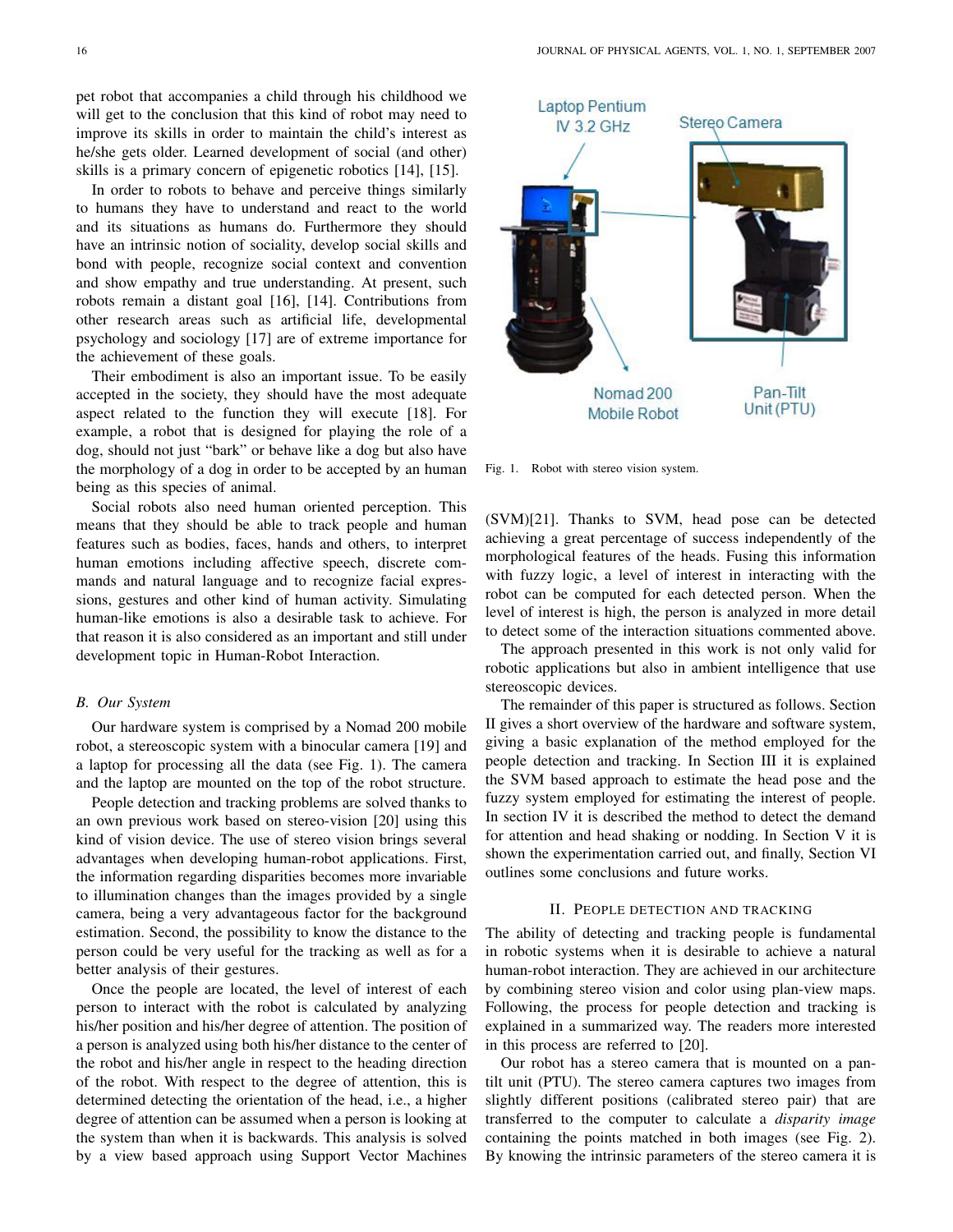pet robot that accompanies a child through his childhood we will get to the conclusion that this kind of robot may need to improve its skills in order to maintain the child's interest as he/she gets older. Learned development of social (and other) skills is a primary concern of epigenetic robotics [14], [15].

In order to robots to behave and perceive things similarly to humans they have to understand and react to the world and its situations as humans do. Furthermore they should have an intrinsic notion of sociality, develop social skills and bond with people, recognize social context and convention and show empathy and true understanding. At present, such robots remain a distant goal [16], [14]. Contributions from other research areas such as artificial life, developmental psychology and sociology [17] are of extreme importance for the achievement of these goals.

Their embodiment is also an important issue. To be easily accepted in the society, they should have the most adequate aspect related to the function they will execute [18]. For example, a robot that is designed for playing the role of a dog, should not just "bark" or behave like a dog but also have the morphology of a dog in order to be accepted by an human being as this species of animal.

Social robots also need human oriented perception. This means that they should be able to track people and human features such as bodies, faces, hands and others, to interpret human emotions including affective speech, discrete commands and natural language and to recognize facial expressions, gestures and other kind of human activity. Simulating human-like emotions is also a desirable task to achieve. For that reason it is also considered as an important and still under development topic in Human-Robot Interaction.

### B. Our System

Our hardware system is comprised by a Nomad 200 mobile robot, a stereoscopic system with a binocular camera [19] and a laptop for processing all the data (see Fig. 1). The camera and the laptop are mounted on the top of the robot structure.

People detection and tracking problems are solved thanks to an own previous work based on stereo-vision [20] using this kind of vision device. The use of stereo vision brings several advantages when developing human-robot applications. First, the information regarding disparities becomes more invariable to illumination changes than the images provided by a single camera, being a very advantageous factor for the background estimation. Second, the possibility to know the distance to the person could be very useful for the tracking as well as for a better analysis of their gestures.

Once the people are located, the level of interest of each person to interact with the robot is calculated by analyzing his/her position and his/her degree of attention. The position of a person is analyzed using both his/her distance to the center of the robot and his/her angle in respect to the heading direction of the robot. With respect to the degree of attention, this is determined detecting the orientation of the head, i.e., a higher degree of attention can be assumed when a person is looking at the system than when it is backwards. This analysis is solved by a view based approach using Support Vector Machines (SVM)[21]. Thanks to SVM, head pose can be detected achieving a great percentage of success independently of the morphological features of the heads. Fusing this information with fuzzy logic, a level of interest in interacting with the robot can be computed for each detected person. When the level of interest is high, the person is analyzed in more detail to detect some of the interaction situations commented above.

The approach presented in this work is not only valid for robotic applications but also in ambient intelligence that use stereoscopic devices.

The remainder of this paper is structured as follows. Section II gives a short overview of the hardware and software system, giving a basic explanation of the method employed for the people detection and tracking. In Section III it is explained the SVM based approach to estimate the head pose and the fuzzy system employed for estimating the interest of people. In section IV it is described the method to detect the demand for attention and head shaking or nodding. In Section V it is shown the experimentation carried out, and finally, Section VI outlines some conclusions and future works.

Laptop Pentium IV 3.2 GHz — Stereo Camera — Nomad 200 Mobile Robot — Pan-Tilt Unit (PTU)

Fig. 1. Robot with stereo vision system.

## II. People detection and tracking

The ability of detecting and tracking people is fundamental in robotic systems when it is desirable to achieve a natural human-robot interaction. They are achieved in our architecture by combining stereo vision and color using plan-view maps. Following, the process for people detection and tracking is explained in a summarized way. The readers more interested in this process are referred to [20].

Our robot has a stereo camera that is mounted on a pan-tilt unit (PTU). The stereo camera captures two images from slightly different positions (calibrated stereo pair) that are transferred to the computer to calculate a *disparity image* containing the points matched in both images (see Fig. 2). By knowing the intrinsic parameters of the stereo camera it is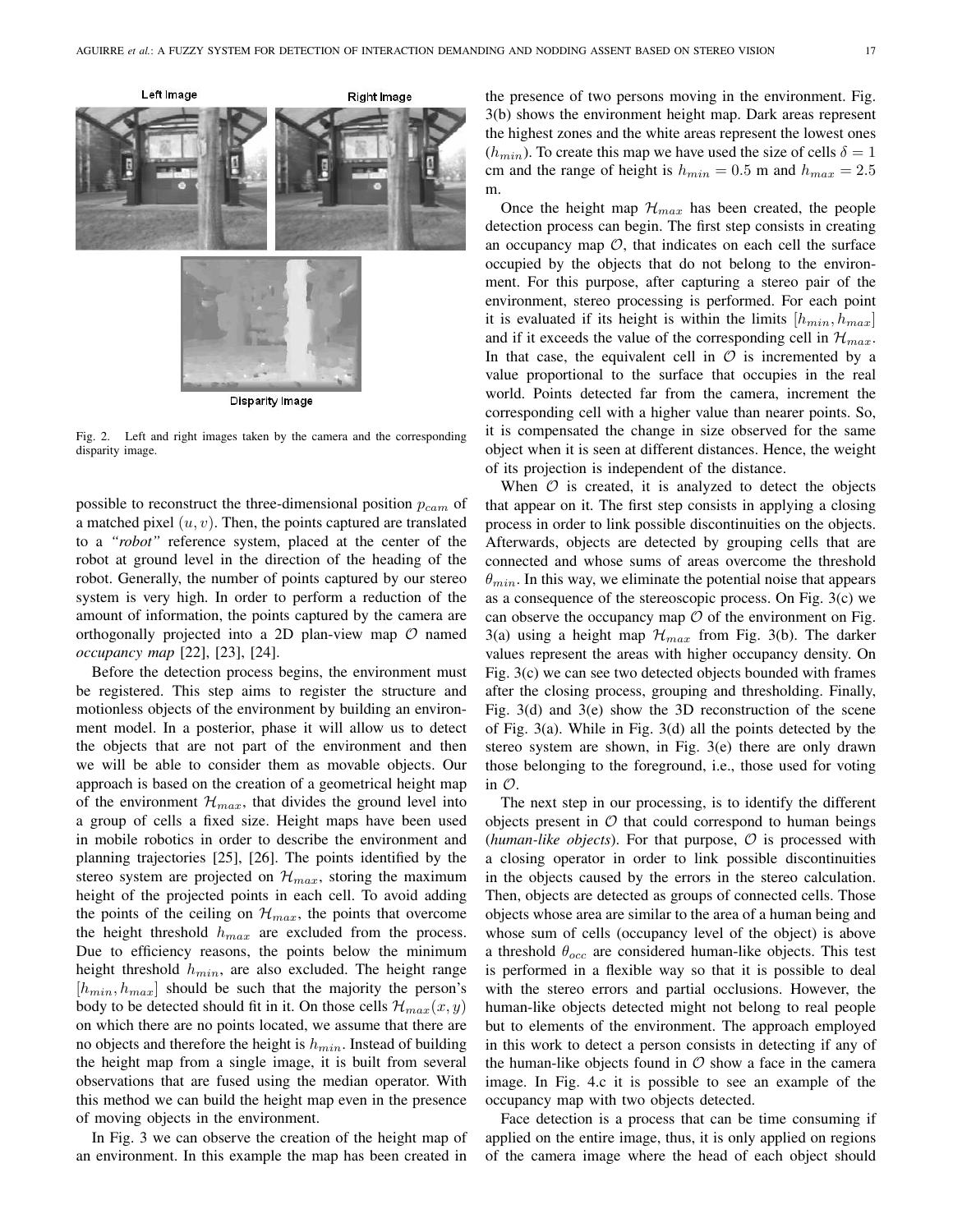Fig. 2. Left and right images taken by the camera and the corresponding disparity image.

possible to reconstruct the three-dimensional position $p_{cam}$ of a matched pixel $(u, v)$. Then, the points captured are translated to a *"robot"* reference system, placed at the center of the robot at ground level in the direction of the heading of the robot. Generally, the number of points captured by our stereo system is very high. In order to perform a reduction of the amount of information, the points captured by the camera are orthogonally projected into a 2D plan-view map $\mathcal{O}$ named *occupancy map* [22], [23], [24].

Before the detection process begins, the environment must be registered. This step aims to register the structure and motionless objects of the environment by building an environment model. In a posterior, phase it will allow us to detect the objects that are not part of the environment and then we will be able to consider them as movable objects. Our approach is based on the creation of a geometrical height map of the environment $\mathcal{H}_{max}$, that divides the ground level into a group of cells a fixed size. Height maps have been used in mobile robotics in order to describe the environment and planning trajectories [25], [26]. The points identified by the stereo system are projected on $\mathcal{H}_{max}$, storing the maximum height of the projected points in each cell. To avoid adding the points of the ceiling on $\mathcal{H}_{max}$, the points that overcome the height threshold $h_{max}$ are excluded from the process. Due to efficiency reasons, the points below the minimum height threshold $h_{min}$, are also excluded. The height range $[h_{min}, h_{max}]$ should be such that the majority the person's body to be detected should fit in it. On those cells $\mathcal{H}_{max}(x, y)$ on which there are no points located, we assume that there are no objects and therefore the height is $h_{min}$. Instead of building the height map from a single image, it is built from several observations that are fused using the median operator. With this method we can build the height map even in the presence of moving objects in the environment.

In Fig. 3 we can observe the creation of the height map of an environment. In this example the map has been created in the presence of two persons moving in the environment. Fig. 3(b) shows the environment height map. Dark areas represent the highest zones and the white areas represent the lowest ones ($h_{min}$). To create this map we have used the size of cells $\delta = 1$ cm and the range of height is $h_{min} = 0.5$ m and $h_{max} = 2.5$ m.

Once the height map $\mathcal{H}_{max}$ has been created, the people detection process can begin. The first step consists in creating an occupancy map $\mathcal{O}$, that indicates on each cell the surface occupied by the objects that do not belong to the environment. For this purpose, after capturing a stereo pair of the environment, stereo processing is performed. For each point it is evaluated if its height is within the limits $[h_{min}, h_{max}]$ and if it exceeds the value of the corresponding cell in $\mathcal{H}_{max}$. In that case, the equivalent cell in $\mathcal{O}$ is incremented by a value proportional to the surface that occupies in the real world. Points detected far from the camera, increment the corresponding cell with a higher value than nearer points. So, it is compensated the change in size observed for the same object when it is seen at different distances. Hence, the weight of its projection is independent of the distance.

When $\mathcal{O}$ is created, it is analyzed to detect the objects that appear on it. The first step consists in applying a closing process in order to link possible discontinuities on the objects. Afterwards, objects are detected by grouping cells that are connected and whose sums of areas overcome the threshold $\theta_{min}$. In this way, we eliminate the potential noise that appears as a consequence of the stereoscopic process. On Fig. 3(c) we can observe the occupancy map $\mathcal{O}$ of the environment on Fig. 3(a) using a height map $\mathcal{H}_{max}$ from Fig. 3(b). The darker values represent the areas with higher occupancy density. On Fig. 3(c) we can see two detected objects bounded with frames after the closing process, grouping and thresholding. Finally, Fig. 3(d) and 3(e) show the 3D reconstruction of the scene of Fig. 3(a). While in Fig. 3(d) all the points detected by the stereo system are shown, in Fig. 3(e) there are only drawn those belonging to the foreground, i.e., those used for voting in $\mathcal{O}$.

The next step in our processing, is to identify the different objects present in $\mathcal{O}$ that could correspond to human beings (*human-like objects*). For that purpose, $\mathcal{O}$ is processed with a closing operator in order to link possible discontinuities in the objects caused by the errors in the stereo calculation. Then, objects are detected as groups of connected cells. Those objects whose area are similar to the area of a human being and whose sum of cells (occupancy level of the object) is above a threshold $\theta_{occ}$ are considered human-like objects. This test is performed in a flexible way so that it is possible to deal with the stereo errors and partial occlusions. However, the human-like objects detected might not belong to real people but to elements of the environment. The approach employed in this work to detect a person consists in detecting if any of the human-like objects found in $\mathcal{O}$ show a face in the camera image. In Fig. 4.c it is possible to see an example of the occupancy map with two objects detected.

Face detection is a process that can be time consuming if applied on the entire image, thus, it is only applied on regions of the camera image where the head of each object should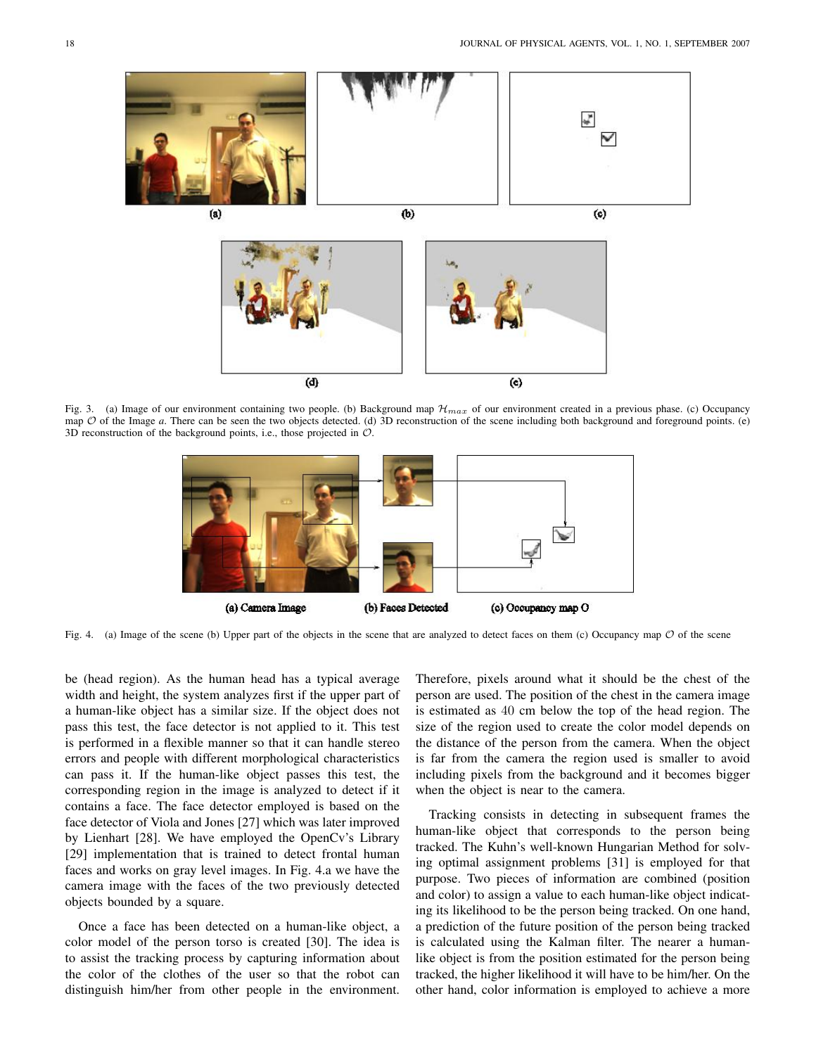Fig. 3. (a) Image of our environment containing two people. (b) Background map $\mathcal{H}_{max}$ of our environment created in a previous phase. (c) Occupancy map $\mathcal{O}$ of the Image *a*. There can be seen the two objects detected. (d) 3D reconstruction of the scene including both background and foreground points. (e) 3D reconstruction of the background points, i.e., those projected in $\mathcal{O}$.

Fig. 4. (a) Image of the scene (b) Upper part of the objects in the scene that are analyzed to detect faces on them (c) Occupancy map $\mathcal{O}$ of the scene

be (head region). As the human head has a typical average width and height, the system analyzes first if the upper part of a human-like object has a similar size. If the object does not pass this test, the face detector is not applied to it. This test is performed in a flexible manner so that it can handle stereo errors and people with different morphological characteristics can pass it. If the human-like object passes this test, the corresponding region in the image is analyzed to detect if it contains a face. The face detector employed is based on the face detector of Viola and Jones [27] which was later improved by Lienhart [28]. We have employed the OpenCv's Library [29] implementation that is trained to detect frontal human faces and works on gray level images. In Fig. 4.a we have the camera image with the faces of the two previously detected objects bounded by a square.

Once a face has been detected on a human-like object, a color model of the person torso is created [30]. The idea is to assist the tracking process by capturing information about the color of the clothes of the user so that the robot can distinguish him/her from other people in the environment. Therefore, pixels around what it should be the chest of the person are used. The position of the chest in the camera image is estimated as $40$ cm below the top of the head region. The size of the region used to create the color model depends on the distance of the person from the camera. When the object is far from the camera the region used is smaller to avoid including pixels from the background and it becomes bigger when the object is near to the camera.

Tracking consists in detecting in subsequent frames the human-like object that corresponds to the person being tracked. The Kuhn's well-known Hungarian Method for solving optimal assignment problems [31] is employed for that purpose. Two pieces of information are combined (position and color) to assign a value to each human-like object indicating its likelihood to be the person being tracked. On one hand, a prediction of the future position of the person being tracked is calculated using the Kalman filter. The nearer a human-like object is from the position estimated for the person being tracked, the higher likelihood it will have to be him/her. On the other hand, color information is employed to achieve a more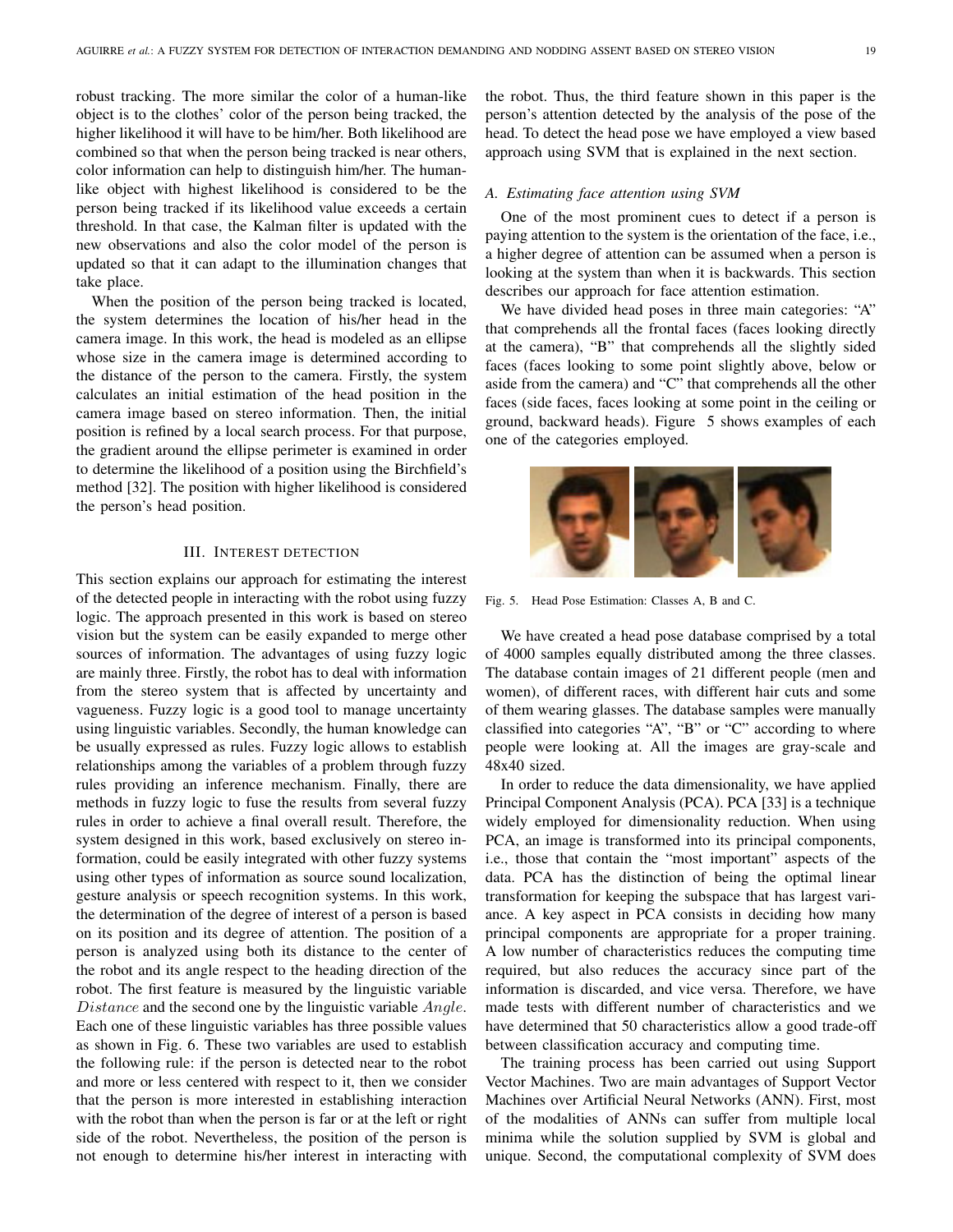robust tracking. The more similar the color of a human-like object is to the clothes' color of the person being tracked, the higher likelihood it will have to be him/her. Both likelihood are combined so that when the person being tracked is near others, color information can help to distinguish him/her. The human-like object with highest likelihood is considered to be the person being tracked if its likelihood value exceeds a certain threshold. In that case, the Kalman filter is updated with the new observations and also the color model of the person is updated so that it can adapt to the illumination changes that take place.

When the position of the person being tracked is located, the system determines the location of his/her head in the camera image. In this work, the head is modeled as an ellipse whose size in the camera image is determined according to the distance of the person to the camera. Firstly, the system calculates an initial estimation of the head position in the camera image based on stereo information. Then, the initial position is refined by a local search process. For that purpose, the gradient around the ellipse perimeter is examined in order to determine the likelihood of a position using the Birchfield's method [32]. The position with higher likelihood is considered the person's head position.

## III. Interest detection

This section explains our approach for estimating the interest of the detected people in interacting with the robot using fuzzy logic. The approach presented in this work is based on stereo vision but the system can be easily expanded to merge other sources of information. The advantages of using fuzzy logic are mainly three. Firstly, the robot has to deal with information from the stereo system that is affected by uncertainty and vagueness. Fuzzy logic is a good tool to manage uncertainty using linguistic variables. Secondly, the human knowledge can be usually expressed as rules. Fuzzy logic allows to establish relationships among the variables of a problem through fuzzy rules providing an inference mechanism. Finally, there are methods in fuzzy logic to fuse the results from several fuzzy rules in order to achieve a final overall result. Therefore, the system designed in this work, based exclusively on stereo information, could be easily integrated with other fuzzy systems using other types of information as source sound localization, gesture analysis or speech recognition systems. In this work, the determination of the degree of interest of a person is based on its position and its degree of attention. The position of a person is analyzed using both its distance to the center of the robot and its angle respect to the heading direction of the robot. The first feature is measured by the linguistic variable $Distance$ and the second one by the linguistic variable $Angle$. Each one of these linguistic variables has three possible values as shown in Fig. 6. These two variables are used to establish the following rule: if the person is detected near to the robot and more or less centered with respect to it, then we consider that the person is more interested in establishing interaction with the robot than when the person is far or at the left or right side of the robot. Nevertheless, the position of the person is not enough to determine his/her interest in interacting with the robot. Thus, the third feature shown in this paper is the person's attention detected by the analysis of the pose of the head. To detect the head pose we have employed a view based approach using SVM that is explained in the next section.

### A. Estimating face attention using SVM

One of the most prominent cues to detect if a person is paying attention to the system is the orientation of the face, i.e., a higher degree of attention can be assumed when a person is looking at the system than when it is backwards. This section describes our approach for face attention estimation.

We have divided head poses in three main categories: "A" that comprehends all the frontal faces (faces looking directly at the camera), "B" that comprehends all the slightly sided faces (faces looking to some point slightly above, below or aside from the camera) and "C" that comprehends all the other faces (side faces, faces looking at some point in the ceiling or ground, backward heads). Figure 5 shows examples of each one of the categories employed.

Fig. 5. Head Pose Estimation: Classes A, B and C.

We have created a head pose database comprised by a total of 4000 samples equally distributed among the three classes. The database contain images of 21 different people (men and women), of different races, with different hair cuts and some of them wearing glasses. The database samples were manually classified into categories "A", "B" or "C" according to where people were looking at. All the images are gray-scale and 48x40 sized.

In order to reduce the data dimensionality, we have applied Principal Component Analysis (PCA). PCA [33] is a technique widely employed for dimensionality reduction. When using PCA, an image is transformed into its principal components, i.e., those that contain the "most important" aspects of the data. PCA has the distinction of being the optimal linear transformation for keeping the subspace that has largest variance. A key aspect in PCA consists in deciding how many principal components are appropriate for a proper training. A low number of characteristics reduces the computing time required, but also reduces the accuracy since part of the information is discarded, and vice versa. Therefore, we have made tests with different number of characteristics and we have determined that 50 characteristics allow a good trade-off between classification accuracy and computing time.

The training process has been carried out using Support Vector Machines. Two are main advantages of Support Vector Machines over Artificial Neural Networks (ANN). First, most of the modalities of ANNs can suffer from multiple local minima while the solution supplied by SVM is global and unique. Second, the computational complexity of SVM does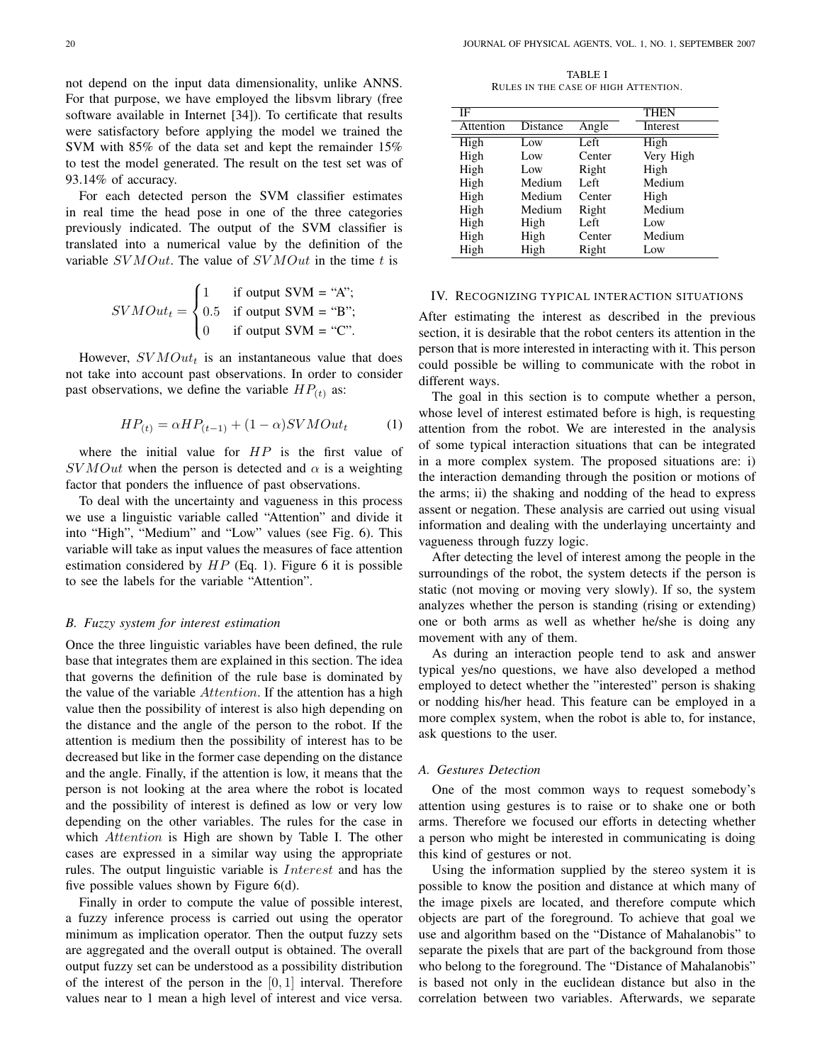not depend on the input data dimensionality, unlike ANNS. For that purpose, we have employed the libsvm library (free software available in Internet [34]). To certificate that results were satisfactory before applying the model we trained the SVM with 85% of the data set and kept the remainder 15% to test the model generated. The result on the test set was of 93.14% of accuracy.

For each detected person the SVM classifier estimates in real time the head pose in one of the three categories previously indicated. The output of the SVM classifier is translated into a numerical value by the definition of the variable $SVMOut$. The value of $SVMOut$ in the time $t$ is

$$SVMOut_t = \begin{cases} 1 & \text{if output SVM = "A";} \\ 0.5 & \text{if output SVM = "B";} \\ 0 & \text{if output SVM = "C".} \end{cases}$$

However, $SVMOut_t$ is an instantaneous value that does not take into account past observations. In order to consider past observations, we define the variable $HP_{(t)}$ as:

$$HP_{(t)} = \alpha HP_{(t-1)} + (1 - \alpha) SVMOut_t \quad (1)$$

where the initial value for $HP$ is the first value of $SVMOut$ when the person is detected and $\alpha$ is a weighting factor that ponders the influence of past observations.

To deal with the uncertainty and vagueness in this process we use a linguistic variable called "Attention" and divide it into "High", "Medium" and "Low" values (see Fig. 6). This variable will take as input values the measures of face attention estimation considered by $HP$ (Eq. 1). Figure 6 it is possible to see the labels for the variable "Attention".

### B. Fuzzy system for interest estimation

Once the three linguistic variables have been defined, the rule base that integrates them are explained in this section. The idea that governs the definition of the rule base is dominated by the value of the variable $Attention$. If the attention has a high value then the possibility of interest is also high depending on the distance and the angle of the person to the robot. If the attention is medium then the possibility of interest has to be decreased but like in the former case depending on the distance and the angle. Finally, if the attention is low, it means that the person is not looking at the area where the robot is located and the possibility of interest is defined as low or very low depending on the other variables. The rules for the case in which $Attention$ is High are shown by Table I. The other cases are expressed in a similar way using the appropriate rules. The output linguistic variable is $Interest$ and has the five possible values shown by Figure 6(d).

Finally in order to compute the value of possible interest, a fuzzy inference process is carried out using the operator minimum as implication operator. Then the output fuzzy sets are aggregated and the overall output is obtained. The overall output fuzzy set can be understood as a possibility distribution of the interest of the person in the $[0, 1]$ interval. Therefore values near to 1 mean a high level of interest and vice versa.

TABLE I
RULES IN THE CASE OF HIGH ATTENTION.

| IF | | | THEN |
|---|---|---|---|
| Attention | Distance | Angle | Interest |
| High | Low | Left | High |
| High | Low | Center | Very High |
| High | Low | Right | High |
| High | Medium | Left | Medium |
| High | Medium | Center | High |
| High | Medium | Right | Medium |
| High | High | Left | Low |
| High | High | Center | Medium |
| High | High | Right | Low |

## IV. Recognizing typical interaction situations

After estimating the interest as described in the previous section, it is desirable that the robot centers its attention in the person that is more interested in interacting with it. This person could possible be willing to communicate with the robot in different ways.

The goal in this section is to compute whether a person, whose level of interest estimated before is high, is requesting attention from the robot. We are interested in the analysis of some typical interaction situations that can be integrated in a more complex system. The proposed situations are: i) the interaction demanding through the position or motions of the arms; ii) the shaking and nodding of the head to express assent or negation. These analysis are carried out using visual information and dealing with the underlaying uncertainty and vagueness through fuzzy logic.

After detecting the level of interest among the people in the surroundings of the robot, the system detects if the person is static (not moving or moving very slowly). If so, the system analyzes whether the person is standing (rising or extending) one or both arms as well as whether he/she is doing any movement with any of them.

As during an interaction people tend to ask and answer typical yes/no questions, we have also developed a method employed to detect whether the "interested" person is shaking or nodding his/her head. This feature can be employed in a more complex system, when the robot is able to, for instance, ask questions to the user.

### A. Gestures Detection

One of the most common ways to request somebody's attention using gestures is to raise or to shake one or both arms. Therefore we focused our efforts in detecting whether a person who might be interested in communicating is doing this kind of gestures or not.

Using the information supplied by the stereo system it is possible to know the position and distance at which many of the image pixels are located, and therefore compute which objects are part of the foreground. To achieve that goal we use and algorithm based on the "Distance of Mahalanobis" to separate the pixels that are part of the background from those who belong to the foreground. The "Distance of Mahalanobis" is based not only in the euclidean distance but also in the correlation between two variables. Afterwards, we separate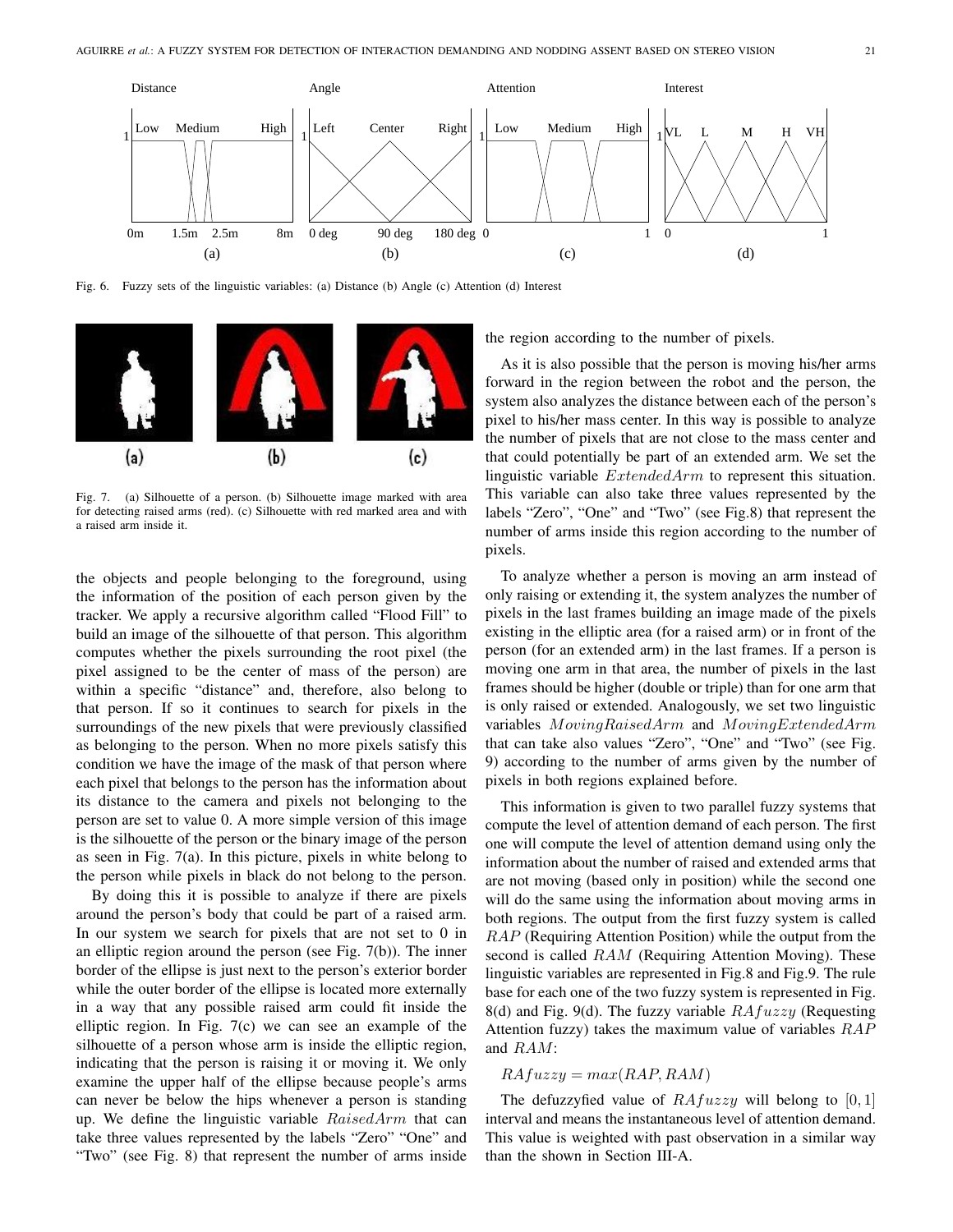Fig. 6. Fuzzy sets of the linguistic variables: (a) Distance (b) Angle (c) Attention (d) Interest

Fig. 7. (a) Silhouette of a person. (b) Silhouette image marked with area for detecting raised arms (red). (c) Silhouette with red marked area and with a raised arm inside it.

the objects and people belonging to the foreground, using the information of the position of each person given by the tracker. We apply a recursive algorithm called "Flood Fill" to build an image of the silhouette of that person. This algorithm computes whether the pixels surrounding the root pixel (the pixel assigned to be the center of mass of the person) are within a specific "distance" and, therefore, also belong to that person. If so it continues to search for pixels in the surroundings of the new pixels that were previously classified as belonging to the person. When no more pixels satisfy this condition we have the image of the mask of that person where each pixel that belongs to the person has the information about its distance to the camera and pixels not belonging to the person are set to value 0. A more simple version of this image is the silhouette of the person or the binary image of the person as seen in Fig. 7(a). In this picture, pixels in white belong to the person while pixels in black do not belong to the person.

By doing this it is possible to analyze if there are pixels around the person's body that could be part of a raised arm. In our system we search for pixels that are not set to 0 in an elliptic region around the person (see Fig. 7(b)). The inner border of the ellipse is just next to the person's exterior border while the outer border of the ellipse is located more externally in a way that any possible raised arm could fit inside the elliptic region. In Fig. 7(c) we can see an example of the silhouette of a person whose arm is inside the elliptic region, indicating that the person is raising it or moving it. We only examine the upper half of the ellipse because people's arms can never be below the hips whenever a person is standing up. We define the linguistic variable $RaisedArm$ that can take three values represented by the labels "Zero" "One" and "Two" (see Fig. 8) that represent the number of arms inside the region according to the number of pixels.

As it is also possible that the person is moving his/her arms forward in the region between the robot and the person, the system also analyzes the distance between each of the person's pixel to his/her mass center. In this way is possible to analyze the number of pixels that are not close to the mass center and that could potentially be part of an extended arm. We set the linguistic variable $ExtendedArm$ to represent this situation. This variable can also take three values represented by the labels "Zero", "One" and "Two" (see Fig.8) that represent the number of arms inside this region according to the number of pixels.

To analyze whether a person is moving an arm instead of only raising or extending it, the system analyzes the number of pixels in the last frames building an image made of the pixels existing in the elliptic area (for a raised arm) or in front of the person (for an extended arm) in the last frames. If a person is moving one arm in that area, the number of pixels in the last frames should be higher (double or triple) than for one arm that is only raised or extended. Analogously, we set two linguistic variables $MovingRaisedArm$ and $MovingExtendedArm$ that can take also values "Zero", "One" and "Two" (see Fig. 9) according to the number of arms given by the number of pixels in both regions explained before.

This information is given to two parallel fuzzy systems that compute the level of attention demand of each person. The first one will compute the level of attention demand using only the information about the number of raised and extended arms that are not moving (based only in position) while the second one will do the same using the information about moving arms in both regions. The output from the first fuzzy system is called $RAP$ (Requiring Attention Position) while the output from the second is called $RAM$ (Requiring Attention Moving). These linguistic variables are represented in Fig.8 and Fig.9. The rule base for each one of the two fuzzy system is represented in Fig. 8(d) and Fig. 9(d). The fuzzy variable $RAfuzzy$ (Requesting Attention fuzzy) takes the maximum value of variables $RAP$ and $RAM$:

$$RAfuzzy = max(RAP, RAM)$$

The defuzzyfied value of $RAfuzzy$ will belong to $[0, 1]$ interval and means the instantaneous level of attention demand. This value is weighted with past observation in a similar way than the shown in Section III-A.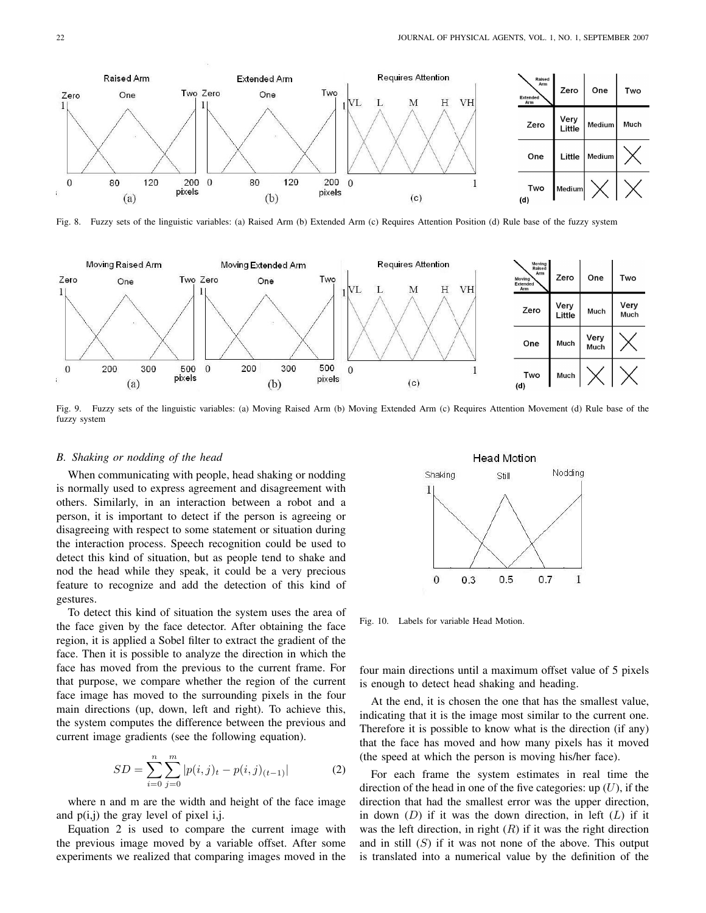| Extended Arm \ Raised Arm | Zero | One | Two |
|---|---|---|---|
| Zero | Very Little | Medium | Much |
| One | Little | Medium | X |
| Two | Medium | X | X |

Fig. 8. Fuzzy sets of the linguistic variables: (a) Raised Arm (b) Extended Arm (c) Requires Attention Position (d) Rule base of the fuzzy system

| Moving Extended Arm \ Moving Raised Arm | Zero | One | Two |
|---|---|---|---|
| Zero | Very Little | Much | Very Much |
| One | Much | Very Much | X |
| Two | Much | X | X |

Fig. 9. Fuzzy sets of the linguistic variables: (a) Moving Raised Arm (b) Moving Extended Arm (c) Requires Attention Movement (d) Rule base of the fuzzy system

### *B. Shaking or nodding of the head*

When communicating with people, head shaking or nodding is normally used to express agreement and disagreement with others. Similarly, in an interaction between a robot and a person, it is important to detect if the person is agreeing or disagreeing with respect to some statement or situation during the interaction process. Speech recognition could be used to detect this kind of situation, but as people tend to shake and nod the head while they speak, it could be a very precious feature to recognize and add the detection of this kind of gestures.

To detect this kind of situation the system uses the area of the face given by the face detector. After obtaining the face region, it is applied a Sobel filter to extract the gradient of the face. Then it is possible to analyze the direction in which the face has moved from the previous to the current frame. For that purpose, we compare whether the region of the current face image has moved to the surrounding pixels in the four main directions (up, down, left and right). To achieve this, the system computes the difference between the previous and current image gradients (see the following equation).

$$SD = \sum_{i=0}^{n} \sum_{j=0}^{m} |p(i,j)_t - p(i,j)_{(t-1)}| \tag{2}$$

where n and m are the width and height of the face image and p(i,j) the gray level of pixel i,j.

Equation 2 is used to compare the current image with the previous image moved by a variable offset. After some experiments we realized that comparing images moved in the four main directions until a maximum offset value of 5 pixels is enough to detect head shaking and heading.

Fig. 10. Labels for variable Head Motion.

At the end, it is chosen the one that has the smallest value, indicating that it is the image most similar to the current one. Therefore it is possible to know what is the direction (if any) that the face has moved and how many pixels has it moved (the speed at which the person is moving his/her face).

For each frame the system estimates in real time the direction of the head in one of the five categories: up ($U$), if the direction that had the smallest error was the upper direction, in down ($D$) if it was the down direction, in left ($L$) if it was the left direction, in right ($R$) if it was the right direction and in still ($S$) if it was not none of the above. This output is translated into a numerical value by the definition of the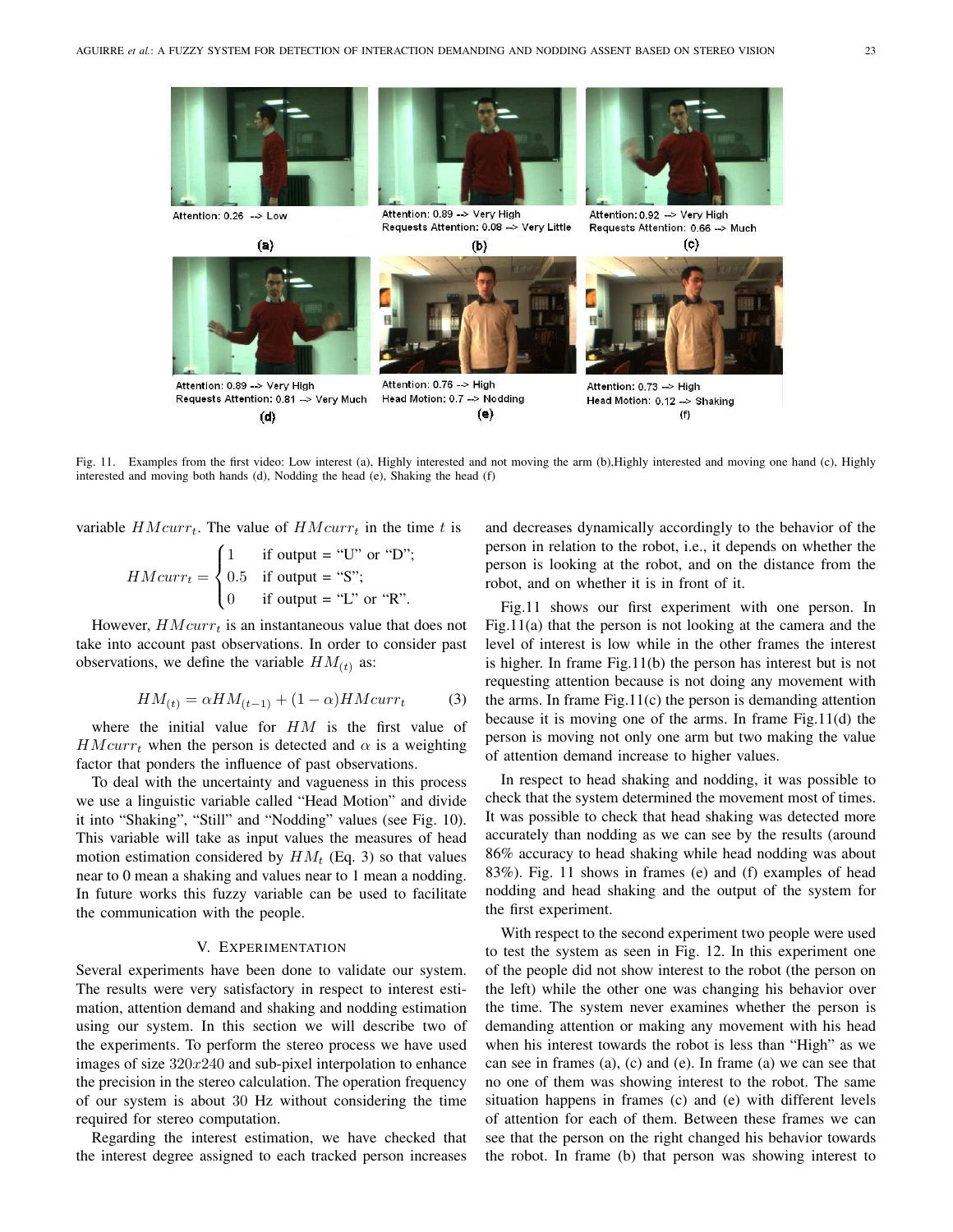Attention: 0.26 --> Low

(a)

Attention: 0.89 --> Very High
Requests Attention: 0.08 --> Very Little

(b)

Attention: 0.92 --> Very High
Requests Attention: 0.66 --> Much

(c)

Attention: 0.89 --> Very High
Requests Attention: 0.81 --> Very Much

(d)

Attention: 0.76 --> High
Head Motion: 0.7 --> Nodding

(e)

Attention: 0.73 --> High
Head Motion: 0.12 --> Shaking

(f)

Fig. 11. Examples from the first video: Low interest (a), Highly interested and not moving the arm (b),Highly interested and moving one hand (c), Highly interested and moving both hands (d), Nodding the head (e), Shaking the head (f)

variable $HMcurr_t$. The value of $HMcurr_t$ in the time $t$ is

$$HMcurr_t = \begin{cases} 1 & \text{if output = "U" or "D";} \\ 0.5 & \text{if output = "S";} \\ 0 & \text{if output = "L" or "R".} \end{cases}$$

However, $HMcurr_t$ is an instantaneous value that does not take into account past observations. In order to consider past observations, we define the variable $HM_{(t)}$ as:

$$HM_{(t)} = \alpha HM_{(t-1)} + (1 - \alpha) HMcurr_t \qquad (3)$$

where the initial value for $HM$ is the first value of $HMcurr_t$ when the person is detected and $\alpha$ is a weighting factor that ponders the influence of past observations.

To deal with the uncertainty and vagueness in this process we use a linguistic variable called "Head Motion" and divide it into "Shaking", "Still" and "Nodding" values (see Fig. 10). This variable will take as input values the measures of head motion estimation considered by $HM_t$ (Eq. 3) so that values near to 0 mean a shaking and values near to 1 mean a nodding. In future works this fuzzy variable can be used to facilitate the communication with the people.

## V. Experimentation

Several experiments have been done to validate our system. The results were very satisfactory in respect to interest estimation, attention demand and shaking and nodding estimation using our system. In this section we will describe two of the experiments. To perform the stereo process we have used images of size $320x240$ and sub-pixel interpolation to enhance the precision in the stereo calculation. The operation frequency of our system is about 30 Hz without considering the time required for stereo computation.

Regarding the interest estimation, we have checked that the interest degree assigned to each tracked person increases and decreases dynamically accordingly to the behavior of the person in relation to the robot, i.e., it depends on whether the person is looking at the robot, and on the distance from the robot, and on whether it is in front of it.

Fig.11 shows our first experiment with one person. In Fig.11(a) that the person is not looking at the camera and the level of interest is low while in the other frames the interest is higher. In frame Fig.11(b) the person has interest but is not requesting attention because is not doing any movement with the arms. In frame Fig.11(c) the person is demanding attention because it is moving one of the arms. In frame Fig.11(d) the person is moving not only one arm but two making the value of attention demand increase to higher values.

In respect to head shaking and nodding, it was possible to check that the system determined the movement most of times. It was possible to check that head shaking was detected more accurately than nodding as we can see by the results (around 86% accuracy to head shaking while head nodding was about 83%). Fig. 11 shows in frames (e) and (f) examples of head nodding and head shaking and the output of the system for the first experiment.

With respect to the second experiment two people were used to test the system as seen in Fig. 12. In this experiment one of the people did not show interest to the robot (the person on the left) while the other one was changing his behavior over the time. The system never examines whether the person is demanding attention or making any movement with his head when his interest towards the robot is less than "High" as we can see in frames (a), (c) and (e). In frame (a) we can see that no one of them was showing interest to the robot. The same situation happens in frames (c) and (e) with different levels of attention for each of them. Between these frames we can see that the person on the right changed his behavior towards the robot. In frame (b) that person was showing interest to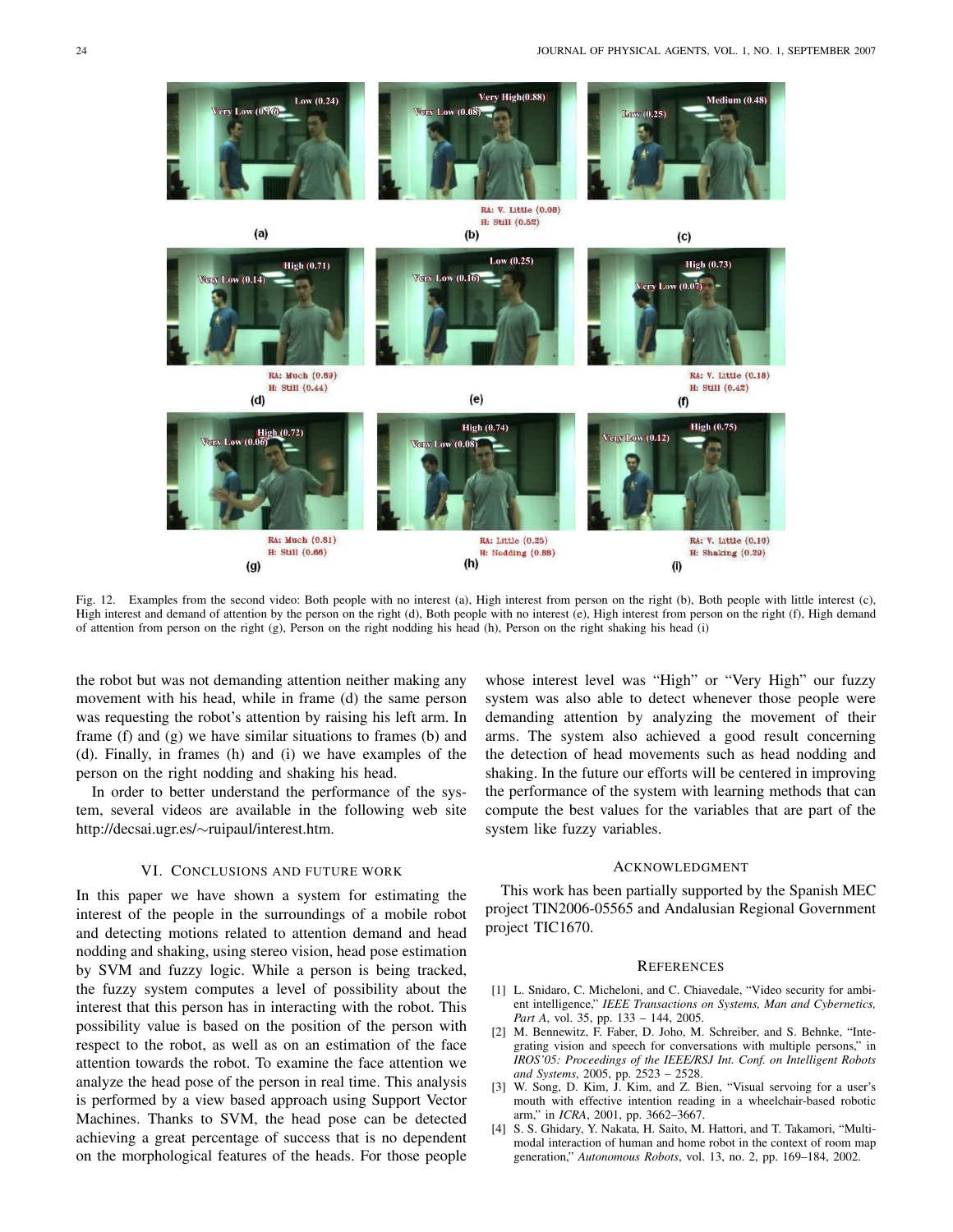Fig. 12. Examples from the second video: Both people with no interest (a), High interest from person on the right (b), Both people with little interest (c), High interest and demand of attention by the person on the right (d), Both people with no interest (e), High interest from person on the right (f), High demand of attention from person on the right (g), Person on the right nodding his head (h), Person on the right shaking his head (i)

the robot but was not demanding attention neither making any movement with his head, while in frame (d) the same person was requesting the robot's attention by raising his left arm. In frame (f) and (g) we have similar situations to frames (b) and (d). Finally, in frames (h) and (i) we have examples of the person on the right nodding and shaking his head.

In order to better understand the performance of the system, several videos are available in the following web site http://decsai.ugr.es/∼ruipaul/interest.htm.

## VI. Conclusions and Future Work

In this paper we have shown a system for estimating the interest of the people in the surroundings of a mobile robot and detecting motions related to attention demand and head nodding and shaking, using stereo vision, head pose estimation by SVM and fuzzy logic. While a person is being tracked, the fuzzy system computes a level of possibility about the interest that this person has in interacting with the robot. This possibility value is based on the position of the person with respect to the robot, as well as on an estimation of the face attention towards the robot. To examine the face attention we analyze the head pose of the person in real time. This analysis is performed by a view based approach using Support Vector Machines. Thanks to SVM, the head pose can be detected achieving a great percentage of success that is no dependent on the morphological features of the heads. For those people whose interest level was "High" or "Very High" our fuzzy system was also able to detect whenever those people were demanding attention by analyzing the movement of their arms. The system also achieved a good result concerning the detection of head movements such as head nodding and shaking. In the future our efforts will be centered in improving the performance of the system with learning methods that can compute the best values for the variables that are part of the system like fuzzy variables.

## Acknowledgment

This work has been partially supported by the Spanish MEC project TIN2006-05565 and Andalusian Regional Government project TIC1670.

## References

[1] L. Snidaro, C. Micheloni, and C. Chiavedale, "Video security for ambient intelligence," *IEEE Transactions on Systems, Man and Cybernetics, Part A*, vol. 35, pp. 133 – 144, 2005.

[2] M. Bennewitz, F. Faber, D. Joho, M. Schreiber, and S. Behnke, "Integrating vision and speech for conversations with multiple persons," in *IROS'05: Proceedings of the IEEE/RSJ Int. Conf. on Intelligent Robots and Systems*, 2005, pp. 2523 – 2528.

[3] W. Song, D. Kim, J. Kim, and Z. Bien, "Visual servoing for a user's mouth with effective intention reading in a wheelchair-based robotic arm," in *ICRA*, 2001, pp. 3662–3667.

[4] S. S. Ghidary, Y. Nakata, H. Saito, M. Hattori, and T. Takamori, "Multimodal interaction of human and home robot in the context of room map generation," *Autonomous Robots*, vol. 13, no. 2, pp. 169–184, 2002.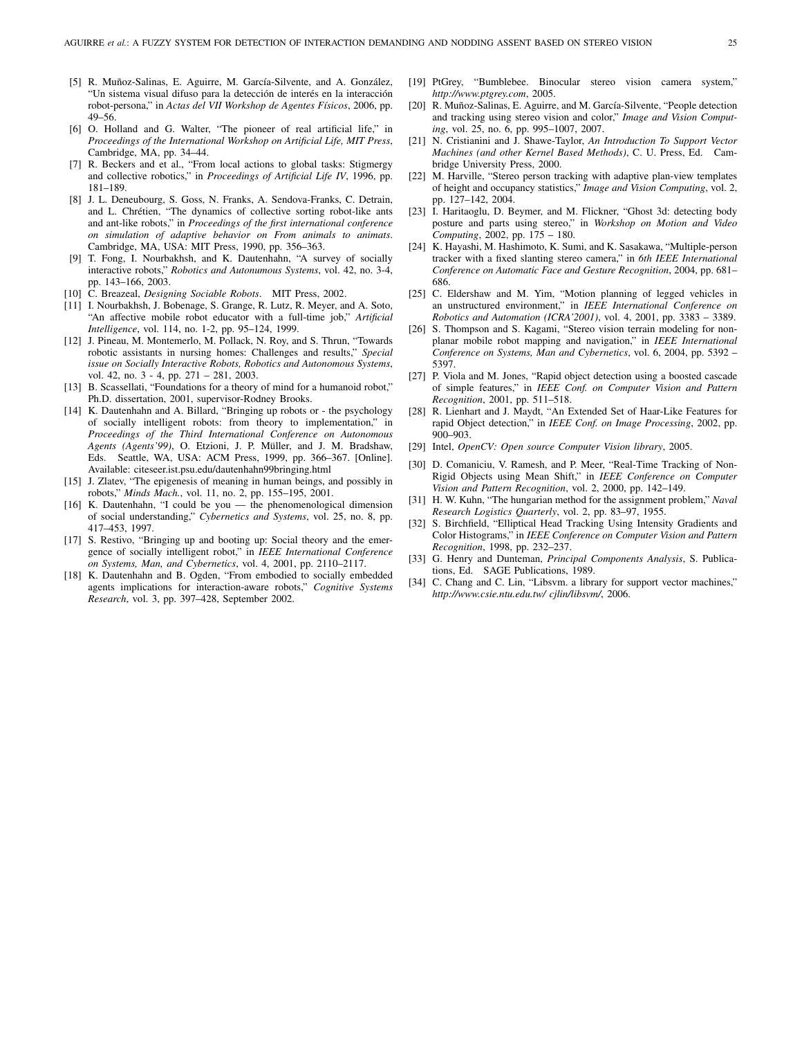[5] R. Muñoz-Salinas, E. Aguirre, M. García-Silvente, and A. González, "Un sistema visual difuso para la detección de interés en la interacción robot-persona," in *Actas del VII Workshop de Agentes Físicos*, 2006, pp. 49–56.

[6] O. Holland and G. Walter, "The pioneer of real artificial life," in *Proceedings of the International Workshop on Artificial Life, MIT Press*, Cambridge, MA, pp. 34–44.

[7] R. Beckers and et al., "From local actions to global tasks: Stigmergy and collective robotics," in *Proceedings of Artificial Life IV*, 1996, pp. 181–189.

[8] J. L. Deneubourg, S. Goss, N. Franks, A. Sendova-Franks, C. Detrain, and L. Chrétien, "The dynamics of collective sorting robot-like ants and ant-like robots," in *Proceedings of the first international conference on simulation of adaptive behavior on From animals to animats*. Cambridge, MA, USA: MIT Press, 1990, pp. 356–363.

[9] T. Fong, I. Nourbakhsh, and K. Dautenhahn, "A survey of socially interactive robots," *Robotics and Autonumous Systems*, vol. 42, no. 3-4, pp. 143–166, 2003.

[10] C. Breazeal, *Designing Sociable Robots*. MIT Press, 2002.

[11] I. Nourbakhsh, J. Bobenage, S. Grange, R. Lutz, R. Meyer, and A. Soto, "An affective mobile robot educator with a full-time job," *Artificial Intelligence*, vol. 114, no. 1-2, pp. 95–124, 1999.

[12] J. Pineau, M. Montemerlo, M. Pollack, N. Roy, and S. Thrun, "Towards robotic assistants in nursing homes: Challenges and results," *Special issue on Socially Interactive Robots, Robotics and Autonomous Systems*, vol. 42, no. 3 - 4, pp. 271 – 281, 2003.

[13] B. Scassellati, "Foundations for a theory of mind for a humanoid robot," Ph.D. dissertation, 2001, supervisor-Rodney Brooks.

[14] K. Dautenhahn and A. Billard, "Bringing up robots or - the psychology of socially intelligent robots: from theory to implementation," in *Proceedings of the Third International Conference on Autonomous Agents (Agents'99)*, O. Etzioni, J. P. Müller, and J. M. Bradshaw, Eds. Seattle, WA, USA: ACM Press, 1999, pp. 366–367. [Online]. Available: citeseer.ist.psu.edu/dautenhahn99bringing.html

[15] J. Zlatev, "The epigenesis of meaning in human beings, and possibly in robots," *Minds Mach.*, vol. 11, no. 2, pp. 155–195, 2001.

[16] K. Dautenhahn, "I could be you — the phenomenological dimension of social understanding," *Cybernetics and Systems*, vol. 25, no. 8, pp. 417–453, 1997.

[17] S. Restivo, "Bringing up and booting up: Social theory and the emergence of socially intelligent robot," in *IEEE International Conference on Systems, Man, and Cybernetics*, vol. 4, 2001, pp. 2110–2117.

[18] K. Dautenhahn and B. Ogden, "From embodied to socially embedded agents implications for interaction-aware robots," *Cognitive Systems Research*, vol. 3, pp. 397–428, September 2002.

[19] PtGrey, "Bumblebee. Binocular stereo vision camera system," *http://www.ptgrey.com*, 2005.

[20] R. Muñoz-Salinas, E. Aguirre, and M. García-Silvente, "People detection and tracking using stereo vision and color," *Image and Vision Computing*, vol. 25, no. 6, pp. 995–1007, 2007.

[21] N. Cristianini and J. Shawe-Taylor, *An Introduction To Support Vector Machines (and other Kernel Based Methods)*, C. U. Press, Ed. Cambridge University Press, 2000.

[22] M. Harville, "Stereo person tracking with adaptive plan-view templates of height and occupancy statistics," *Image and Vision Computing*, vol. 2, pp. 127–142, 2004.

[23] I. Haritaoglu, D. Beymer, and M. Flickner, "Ghost 3d: detecting body posture and parts using stereo," in *Workshop on Motion and Video Computing*, 2002, pp. 175 – 180.

[24] K. Hayashi, M. Hashimoto, K. Sumi, and K. Sasakawa, "Multiple-person tracker with a fixed slanting stereo camera," in *6th IEEE International Conference on Automatic Face and Gesture Recognition*, 2004, pp. 681–686.

[25] C. Eldershaw and M. Yim, "Motion planning of legged vehicles in an unstructured environment," in *IEEE International Conference on Robotics and Automation (ICRA'2001)*, vol. 4, 2001, pp. 3383 – 3389.

[26] S. Thompson and S. Kagami, "Stereo vision terrain modeling for non-planar mobile robot mapping and navigation," in *IEEE International Conference on Systems, Man and Cybernetics*, vol. 6, 2004, pp. 5392 – 5397.

[27] P. Viola and M. Jones, "Rapid object detection using a boosted cascade of simple features," in *IEEE Conf. on Computer Vision and Pattern Recognition*, 2001, pp. 511–518.

[28] R. Lienhart and J. Maydt, "An Extended Set of Haar-Like Features for rapid Object detection," in *IEEE Conf. on Image Processing*, 2002, pp. 900–903.

[29] Intel, *OpenCV: Open source Computer Vision library*, 2005.

[30] D. Comaniciu, V. Ramesh, and P. Meer, "Real-Time Tracking of Non-Rigid Objects using Mean Shift," in *IEEE Conference on Computer Vision and Pattern Recognition*, vol. 2, 2000, pp. 142–149.

[31] H. W. Kuhn, "The hungarian method for the assignment problem," *Naval Research Logistics Quarterly*, vol. 2, pp. 83–97, 1955.

[32] S. Birchfield, "Elliptical Head Tracking Using Intensity Gradients and Color Histograms," in *IEEE Conference on Computer Vision and Pattern Recognition*, 1998, pp. 232–237.

[33] G. Henry and Dunteman, *Principal Components Analysis*, S. Publications, Ed. SAGE Publications, 1989.

[34] C. Chang and C. Lin, "Libsvm. a library for support vector machines," *http://www.csie.ntu.edu.tw/ cjlin/libsvm/*, 2006.